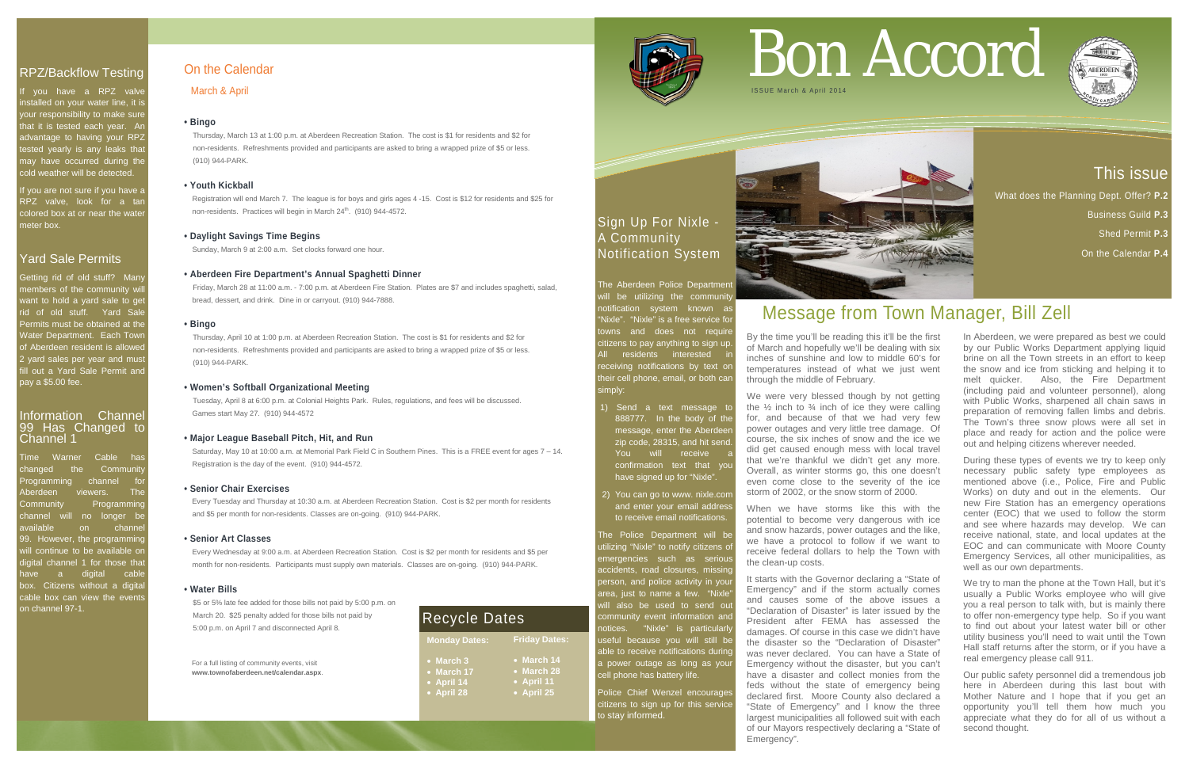# Bon Accord

ISSUE March & April 2014

## This issue

What does the Planning Dept. Offer? **P.2**

Business Guild **P.3**

Shed Permit **P.3**

On the Calendar **P.4**

## Message from Town Manager, Bill Zell

By the time you'll be reading this it'll be the first of March and hopefully we'll be dealing with six inches of sunshine and low to middle 60's for temperatures instead of what we just went through the middle of February.

We were very blessed though by not getting the ½ inch to ¾ inch of ice they were calling for, and because of that we had very few power outages and very little tree damage. Of course, the six inches of snow and the ice we did get caused enough mess with local travel that we're thankful we didn't get any more. Overall, as winter storms go, this one doesn't even come close to the severity of the ice storm of 2002, or the snow storm of 2000.

When we have storms like this with the potential to become very dangerous with ice and snow hazards, power outages and the like, we have a protocol to follow if we want to receive federal dollars to help the Town with the clean-up costs.

It starts with the Governor declaring a "State of Emergency" and if the storm actually comes and causes some of the above issues a "Declaration of Disaster" is later issued by the President after FEMA has assessed the damages. Of course in this case we didn't have the disaster so the "Declaration of Disaster" was never declared. You can have a State of Emergency without the disaster, but you can't have a disaster and collect monies from the feds without the state of emergency being declared first. Moore County also declared a "State of Emergency" and I know the three largest municipalities all followed suit with each of our Mayors respectively declaring a "State of Emergency".

In Aberdeen, we were prepared as best we could by our Public Works Department applying liquid brine on all the Town streets in an effort to keep the snow and ice from sticking and helping it to melt quicker. Also, the Fire Department (including paid and volunteer personnel), along with Public Works, sharpened all chain saws in preparation of removing fallen limbs and debris. The Town's three snow plows were all set in place and ready for action and the police were out and helping citizens wherever needed.

During these types of events we try to keep only necessary public safety type employees as mentioned above (i.e., Police, Fire and Public Works) on duty and out in the elements. Our new Fire Station has an emergency operations center (EOC) that we used to follow the storm and see where hazards may develop. We can receive national, state, and local updates at the EOC and can communicate with Moore County Emergency Services, all other municipalities, as well as our own departments.

We try to man the phone at the Town Hall, but it's usually a Public Works employee who will give you a real person to talk with, but is mainly there to offer non-emergency type help. So if you want to find out about your latest water bill or other utility business you'll need to wait until the Town Hall staff returns after the storm, or if you have a real emergency please call 911.

Our public safety personnel did a tremendous job here in Aberdeen during this last bout with Mother Nature and I hope that if you get an opportunity you'll tell them how much you appreciate what they do for all of us without a second thought.

## Sign Up For Nixle - A Community Notification System

The Aberdeen Police Department will be utilizing the community notification system known as "Nixle". "Nixle" is a free service for towns and does not require citizens to pay anything to sign up. All residents interested in receiving notifications by text on their cell phone, email, or both can simply:

1) Send a text message to 888777. In the body of the message, enter the Aberdeen zip code, 28315, and hit send. You will receive a confirmation text that you have signed up for "Nixle".

2) You can go to www. nixle.com and enter your email address to receive email notifications.

The Police Department will be utilizing "Nixle" to notify citizens of emergencies such as serious accidents, road closures, missing person, and police activity in your area, just to name a few. "Nixle" will also be used to send out community event information and notices. "Nixle" is particularly useful because you will still be able to receive notifications during a power outage as long as your cell phone has battery life.

Police Chief Wenzel encourages citizens to sign up for this service to stay informed.

## RPZ/Backflow Testing

If you have a RPZ valve installed on your water line, it is your responsibility to make sure that it is tested each year. An advantage to having your RPZ tested yearly is any leaks that may have occurred during the cold weather will be detected.

If you are not sure if you have a RPZ valve, look for a tan colored box at or near the water meter box.

## Yard Sale Permits

Getting rid of old stuff? Many members of the community will want to hold a yard sale to get rid of old stuff. Yard Sale Permits must be obtained at the Water Department. Each Town of Aberdeen resident is allowed 2 yard sales per year and must fill out a Yard Sale Permit and pay a $5.00 fee.

## Information Channel 99 Has Changed to Channel 1

Time Warner Cable has changed the Community Programming channel for Aberdeen viewers. The Community Programming channel will no longer be available on channel 99. However, the programming will continue to be available on digital channel 1 for those that have a digital cable box. Citizens without a digital cable box can view the events on channel 97-1.

## On the Calendar

March & April

**• Bingo**

Thursday, March 13 at 1:00 p.m. at Aberdeen Recreation Station. The cost is $1 for residents and $2 for non-residents. Refreshments provided and participants are asked to bring a wrapped prize of $5 or less. (910) 944-PARK.

**• Youth Kickball**

Registration will end March 7. The league is for boys and girls ages 4 -15. Cost is $12 for residents and $25 for non-residents. Practices will begin in March 24th. (910) 944-4572.

**• Daylight Savings Time Begins**

Sunday, March 9 at 2:00 a.m. Set clocks forward one hour.

**• Aberdeen Fire Department's Annual Spaghetti Dinner**

Friday, March 28 at 11:00 a.m. - 7:00 p.m. at Aberdeen Fire Station. Plates are $7 and includes spaghetti, salad, bread, dessert, and drink. Dine in or carryout. (910) 944-7888.

**• Bingo**

Thursday, April 10 at 1:00 p.m. at Aberdeen Recreation Station. The cost is $1 for residents and $2 for non-residents. Refreshments provided and participants are asked to bring a wrapped prize of $5 or less. (910) 944-PARK.

**• Women's Softball Organizational Meeting**

Tuesday, April 8 at 6:00 p.m. at Colonial Heights Park. Rules, regulations, and fees will be discussed. Games start May 27. (910) 944-4572

**• Major League Baseball Pitch, Hit, and Run**

Saturday, May 10 at 10:00 a.m. at Memorial Park Field C in Southern Pines. This is a FREE event for ages 7 – 14. Registration is the day of the event. (910) 944-4572.

**• Senior Chair Exercises**

Every Tuesday and Thursday at 10:30 a.m. at Aberdeen Recreation Station. Cost is $2 per month for residents and $5 per month for non-residents. Classes are on-going. (910) 944-PARK.

**• Senior Art Classes**

Every Wednesday at 9:00 a.m. at Aberdeen Recreation Station. Cost is $2 per month for residents and $5 per month for non-residents. Participants must supply own materials. Classes are on-going. (910) 944-PARK.

**• Water Bills**

$5 or 5% late fee added for those bills not paid by 5:00 p.m. on March 20. $25 penalty added for those bills not paid by 5:00 p.m. on April 7 and disconnected April 8.

For a full listing of community events, visit **www.townofaberdeen.net/calendar.aspx**.

## Recycle Dates

| Monday Dates: | Friday Dates: |
|---|---|
| March 3 | March 14 |
| March 17 | March 28 |
| April 14 | April 11 |
| April 28 | April 25 |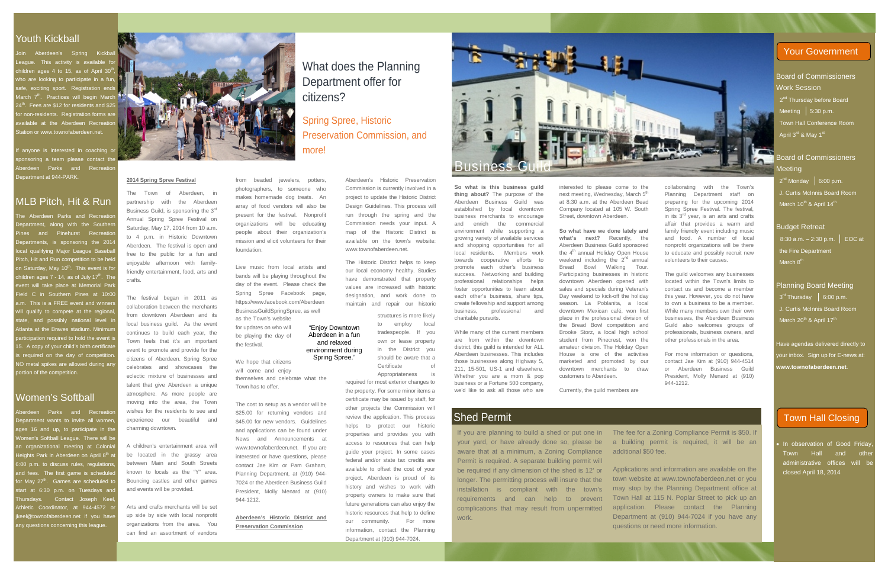## Youth Kickball

Join Aberdeen's Spring Kickball League. This activity is available for children ages 4 to 15, as of April 30th, who are looking to participate in a fun, safe, exciting sport. Registration ends March 7th. Practices will begin March 24th. Fees are $12 for residents and $25 for non-residents. Registration forms are available at the Aberdeen Recreation Station or www.townofaberdeen.net.

If anyone is interested in coaching or sponsoring a team please contact the Aberdeen Parks and Recreation Department at 944-PARK.

## MLB Pitch, Hit & Run

The Aberdeen Parks and Recreation Department, along with the Southern Pines and Pinehurst Recreation Departments, is sponsoring the 2014 local qualifying Major League Baseball Pitch, Hit and Run competition to be held on Saturday, May 10th. This event is for children ages 7 - 14, as of July 17th. The event will take place at Memorial Park Field C in Southern Pines at 10:00 a.m. This is a FREE event and winners will qualify to compete at the regional, state, and possibly national level in Atlanta at the Braves stadium. Minimum participation required to hold the event is 15. A copy of your child's birth certificate is required on the day of competition. NO metal spikes are allowed during any portion of the competition.

## Women's Softball

Aberdeen Parks and Recreation Department wants to invite all women, ages 16 and up, to participate in the Women's Softball League. There will be an organizational meeting at Colonial Heights Park in Aberdeen on April 8th at 6:00 p.m. to discuss rules, regulations, and fees. The first game is scheduled for May 27th. Games are scheduled to start at 6:30 p.m. on Tuesdays and Thursdays. Contact Joseph Keel, Athletic Coordinator, at 944-4572 or jkeel@townofaberdeen.net if you have any questions concerning this league.

# What does the Planning Department offer for citizens?

## Spring Spree, Historic Preservation Commission, and more!

**2014 Spring Spree Festival**

The Town of Aberdeen, in partnership with the Aberdeen Business Guild, is sponsoring the 3rd Annual Spring Spree Festival on Saturday, May 17, 2014 from 10 a.m. to 4 p.m. in Historic Downtown Aberdeen. The festival is open and free to the public for a fun and enjoyable afternoon with family-friendly entertainment, food, arts and crafts.

The festival began in 2011 as collaboration between the merchants from downtown Aberdeen and its local business guild. As the event continues to build each year, the Town feels that it's an important event to promote and provide for the citizens of Aberdeen. Spring Spree celebrates and showcases the eclectic mixture of businesses and talent that give Aberdeen a unique atmosphere. As more people are moving into the area, the Town wishes for the residents to see and experience our beautiful and charming downtown.

A children's entertainment area will be located in the grassy area between Main and South Streets known to locals as the "Y" area. Bouncing castles and other games and events will be provided.

Arts and crafts merchants will be set up side by side with local nonprofit organizations from the area. You can find an assortment of vendors from beaded jewelers, potters, photographers, to someone who makes homemade dog treats. An array of food vendors will also be present for the festival. Nonprofit organizations will be educating people about their organization's mission and elicit volunteers for their foundation.

Live music from local artists and bands will be playing throughout the day of the event. Please check the Spring Spree Facebook page, https://www.facebook.com/AberdeenBusinessGuildSpringSpree, as well as the Town's website for updates on who will be playing the day of the festival.

"Enjoy Downtown Aberdeen in a fun and relaxed environment during Spring Spree."

We hope that citizens will come and enjoy themselves and celebrate what the Town has to offer.

The cost to setup as a vendor will be $25.00 for returning vendors and $45.00 for new vendors. Guidelines and applications can be found under News and Announcements at www.townofaberdeen.net. If you are interested or have questions, please contact Jae Kim or Pam Graham, Planning Department, at (910) 944-7024 or the Aberdeen Business Guild President, Molly Menard at (910) 944-1212.

**Aberdeen's Historic District and Preservation Commission**

Aberdeen's Historic Preservation Commission is currently involved in a project to update the Historic District Design Guidelines. This process will run through the spring and the Commission needs your input. A map of the Historic District is available on the town's website: www.townofaberdeen.net.

The Historic District helps to keep our local economy healthy. Studies have demonstrated that property values are increased with historic designation, and work done to maintain and repair our historic structures is more likely to employ local tradespeople. If you own or lease property in the District you should be aware that a Certificate of Appropriateness is required for most exterior changes to the property. For some minor items a certificate may be issued by staff, for other projects the Commission will review the application. This process helps to protect our historic properties and provides you with access to resources that can help guide your project. In some cases federal and/or state tax credits are available to offset the cost of your project. Aberdeen is proud of its history and wishes to work with property owners to make sure that future generations can also enjoy the historic resources that help to define our community. For more information, contact the Planning Department at (910) 944-7024.

## Business Guild

**So what is this business guild thing about?** The purpose of the Aberdeen Business Guild was established by local downtown business merchants to encourage and enrich the commercial environment while supporting a growing variety of available services and shopping opportunities for all local residents. Members work towards cooperative efforts to promote each other's business success. Networking and building professional relationships helps foster opportunities to learn about each other's business, share tips, create fellowship and support among business, professional and charitable pursuits.

While many of the current members are from within the downtown district, this guild is intended for ALL Aberdeen businesses. This includes those businesses along Highway 5, 211, 15-501, US-1 and elsewhere. Whether you are a mom & pop business or a Fortune 500 company, we'd like to ask all those who are interested to please come to the next meeting, Wednesday, March 5th at 8:30 a.m. at the Aberdeen Bead Company located at 105 W. South Street, downtown Aberdeen.

**So what have we done lately and what's next?** Recently, the Aberdeen Business Guild sponsored the 4th annual Holiday Open House weekend including the 2nd annual Bread Bowl Walking Tour. Participating businesses in historic downtown Aberdeen opened with sales and specials during Veteran's Day weekend to kick-off the holiday season. La Poblanita, a local downtown Mexican café, won first place in the professional division of the Bread Bowl competition and Brooke Storz, a local high school student from Pinecrest, won the amateur division. The Holiday Open House is one of the events marketed and promoted by our downtown merchants to draw customers to Aberdeen.

Currently, the guild members are collaborating with the Town's Planning Department staff on preparing for the upcoming 2014 Spring Spree Festival. The festival, in its 3rd year, is an arts and crafts affair that provides a warm and family friendly event including music and food. A number of local nonprofit organizations will be there to educate and possibly recruit new volunteers to their causes.

The guild welcomes any businesses located within the Town's limits to contact us and become a member this year. However, you do not have to own a business to be a member. While many members own their own businesses, the Aberdeen Business Guild also welcomes groups of professionals, business owners, and other professionals in the area.

For more information or questions, contact Jae Kim at (910) 944-4514 or Aberdeen Business Guild President, Molly Menard at (910) 944-1212.

## Shed Permit

If you are planning to build a shed or put one in your yard, or have already done so, please be aware that at a minimum, a Zoning Compliance Permit is required. A separate building permit will be required if any dimension of the shed is 12' or longer. The permitting process will insure that the installation is compliant with the town's requirements and can help to prevent complications that may result from unpermitted work.

The fee for a Zoning Compliance Permit is $50. If a building permit is required, it will be an additional $50 fee.

Applications and information are available on the town website at www.townofaberdeen.net or you may stop by the Planning Department office at Town Hall at 115 N. Poplar Street to pick up an application. Please contact the Planning Department at (910) 944-7024 if you have any questions or need more information.

## Your Government

**Board of Commissioners Work Session**
2nd Thursday before Board Meeting | 5:30 p.m.
Town Hall Conference Room
April 3rd & May 1st

**Board of Commissioners Meeting**
2nd Monday | 6:00 p.m.
J. Curtis McInnis Board Room
March 10th & April 14th

**Budget Retreat**
8:30 a.m. – 2:30 p.m. | EOC at the Fire Department
March 8th

**Planning Board Meeting**
3rd Thursday | 6:00 p.m.
J. Curtis McInnis Board Room
March 20th & April 17th

Have agendas delivered directly to your inbox. Sign up for E-news at: **www.townofaberdeen.net**.

## Town Hall Closing

- In observation of Good Friday, Town Hall and other administrative offices will be closed April 18, 2014